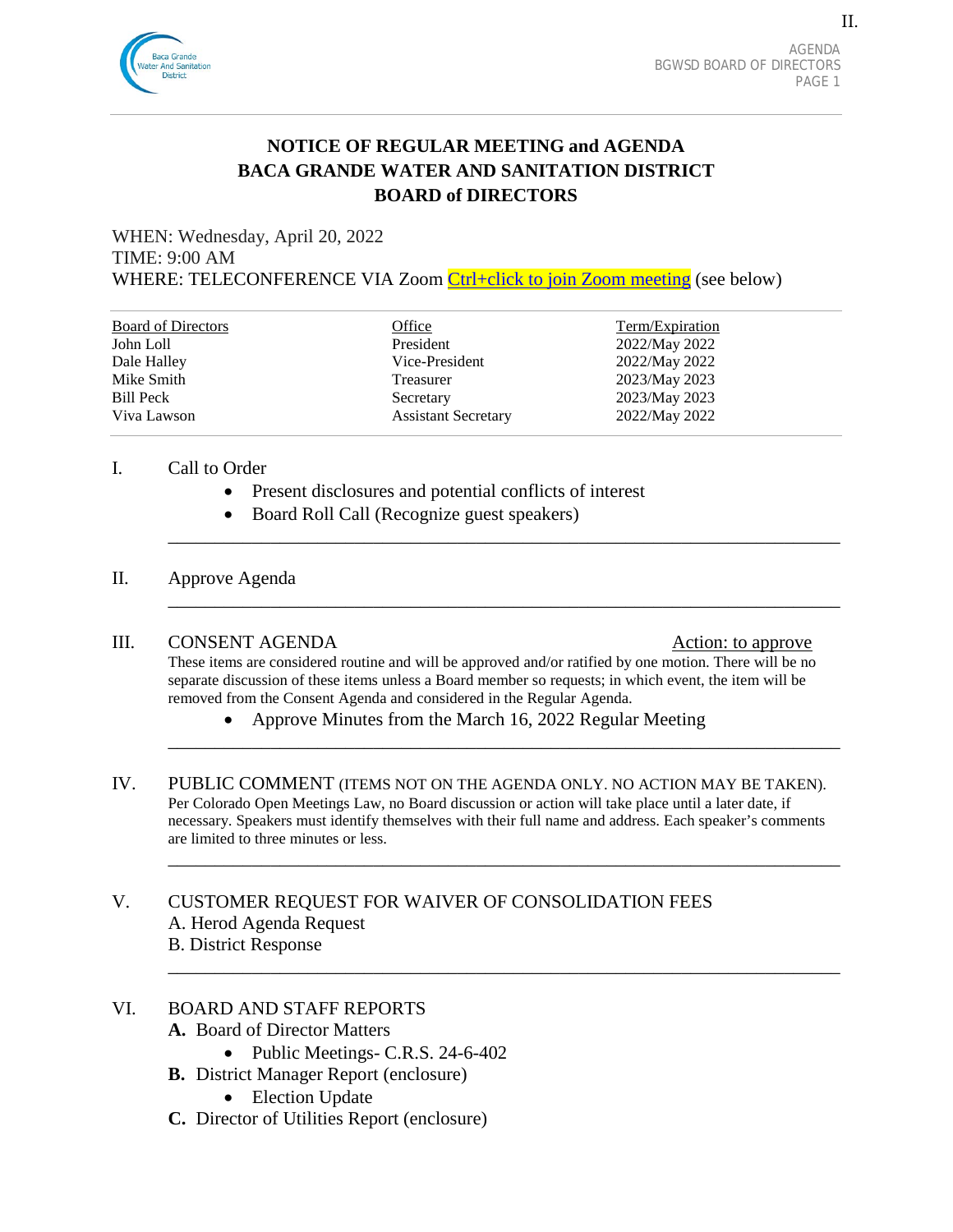# NOTICE OF REGULAR MEETING and AGENDA
# BACA GRANDE WATER AND SANITATION DISTRICT
# BOARD of DIRECTORS

WHEN: Wednesday, April 20, 2022
TIME: 9:00 AM
WHERE: TELECONFERENCE VIA Zoom Ctrl+click to join Zoom meeting (see below)

| Board of Directors | Office | Term/Expiration |
|---|---|---|
| John Loll | President | 2022/May 2022 |
| Dale Halley | Vice-President | 2022/May 2022 |
| Mike Smith | Treasurer | 2023/May 2023 |
| Bill Peck | Secretary | 2023/May 2023 |
| Viva Lawson | Assistant Secretary | 2022/May 2022 |

I. Call to Order
- Present disclosures and potential conflicts of interest
- Board Roll Call (Recognize guest speakers)

II. Approve Agenda

III. CONSENT AGENDA — Action: to approve

These items are considered routine and will be approved and/or ratified by one motion. There will be no separate discussion of these items unless a Board member so requests; in which event, the item will be removed from the Consent Agenda and considered in the Regular Agenda.
- Approve Minutes from the March 16, 2022 Regular Meeting

IV. PUBLIC COMMENT (ITEMS NOT ON THE AGENDA ONLY. NO ACTION MAY BE TAKEN).
Per Colorado Open Meetings Law, no Board discussion or action will take place until a later date, if necessary. Speakers must identify themselves with their full name and address. Each speaker's comments are limited to three minutes or less.

V. CUSTOMER REQUEST FOR WAIVER OF CONSOLIDATION FEES
A. Herod Agenda Request
B. District Response

VI. BOARD AND STAFF REPORTS
**A.** Board of Director Matters
- Public Meetings- C.R.S. 24-6-402

**B.** District Manager Report (enclosure)
- Election Update

**C.** Director of Utilities Report (enclosure)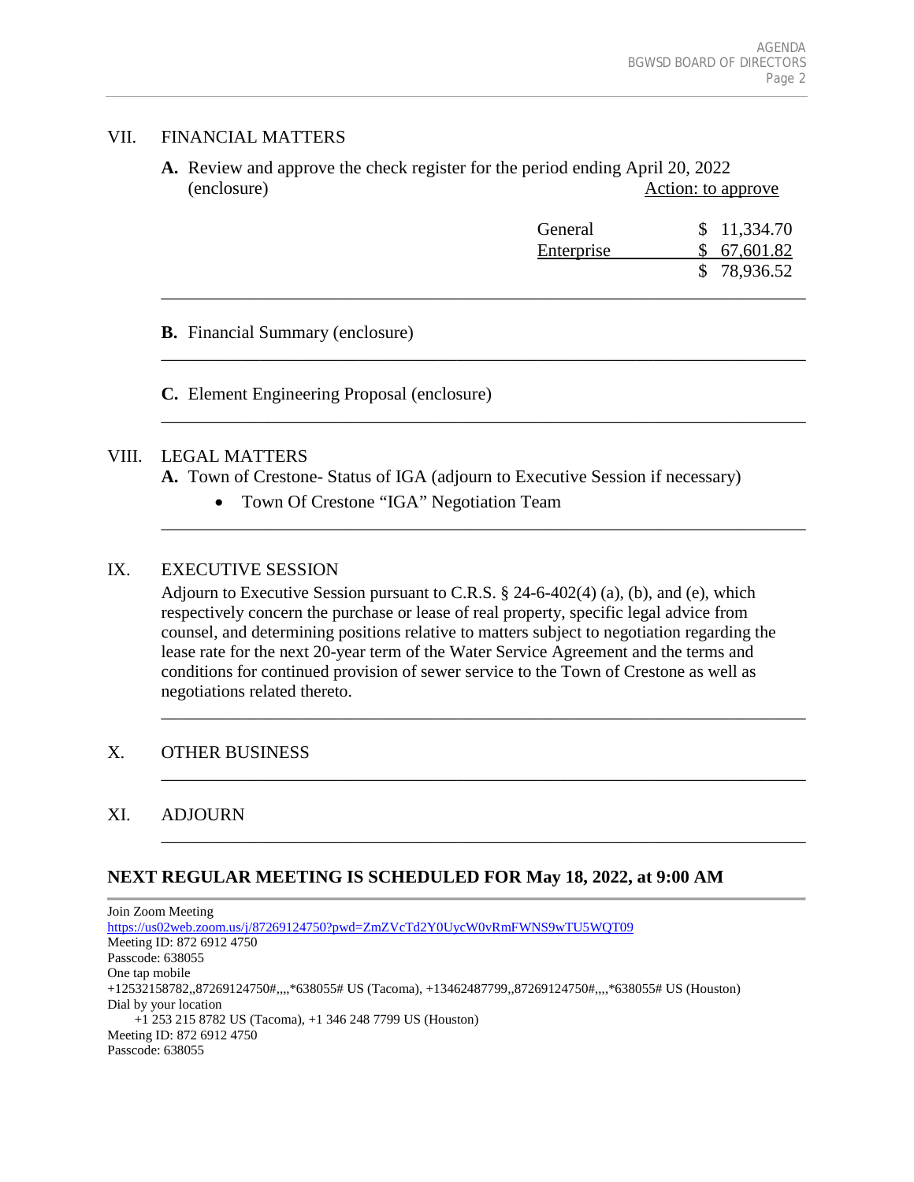## VII. FINANCIAL MATTERS

**A.** Review and approve the check register for the period ending April 20, 2022 (enclosure) Action: to approve

| | |
|---|---|
| General | $ 11,334.70 |
| Enterprise | $ 67,601.82 |
| | $ 78,936.52 |

---

**B.** Financial Summary (enclosure)

---

**C.** Element Engineering Proposal (enclosure)

---

## VIII. LEGAL MATTERS

**A.** Town of Crestone- Status of IGA (adjourn to Executive Session if necessary)

- Town Of Crestone "IGA" Negotiation Team

---

## IX. EXECUTIVE SESSION

Adjourn to Executive Session pursuant to C.R.S. § 24-6-402(4) (a), (b), and (e), which respectively concern the purchase or lease of real property, specific legal advice from counsel, and determining positions relative to matters subject to negotiation regarding the lease rate for the next 20-year term of the Water Service Agreement and the terms and conditions for continued provision of sewer service to the Town of Crestone as well as negotiations related thereto.

---

## X. OTHER BUSINESS

---

## XI. ADJOURN

---

**NEXT REGULAR MEETING IS SCHEDULED FOR May 18, 2022, at 9:00 AM**

Join Zoom Meeting
https://us02web.zoom.us/j/87269124750?pwd=ZmZVcTd2Y0UycW0vRmFWNS9wTU5WQT09
Meeting ID: 872 6912 4750
Passcode: 638055
One tap mobile
+12532158782,,87269124750#,,,,*638055# US (Tacoma), +13462487799,,87269124750#,,,,*638055# US (Houston)
Dial by your location
+1 253 215 8782 US (Tacoma), +1 346 248 7799 US (Houston)
Meeting ID: 872 6912 4750
Passcode: 638055